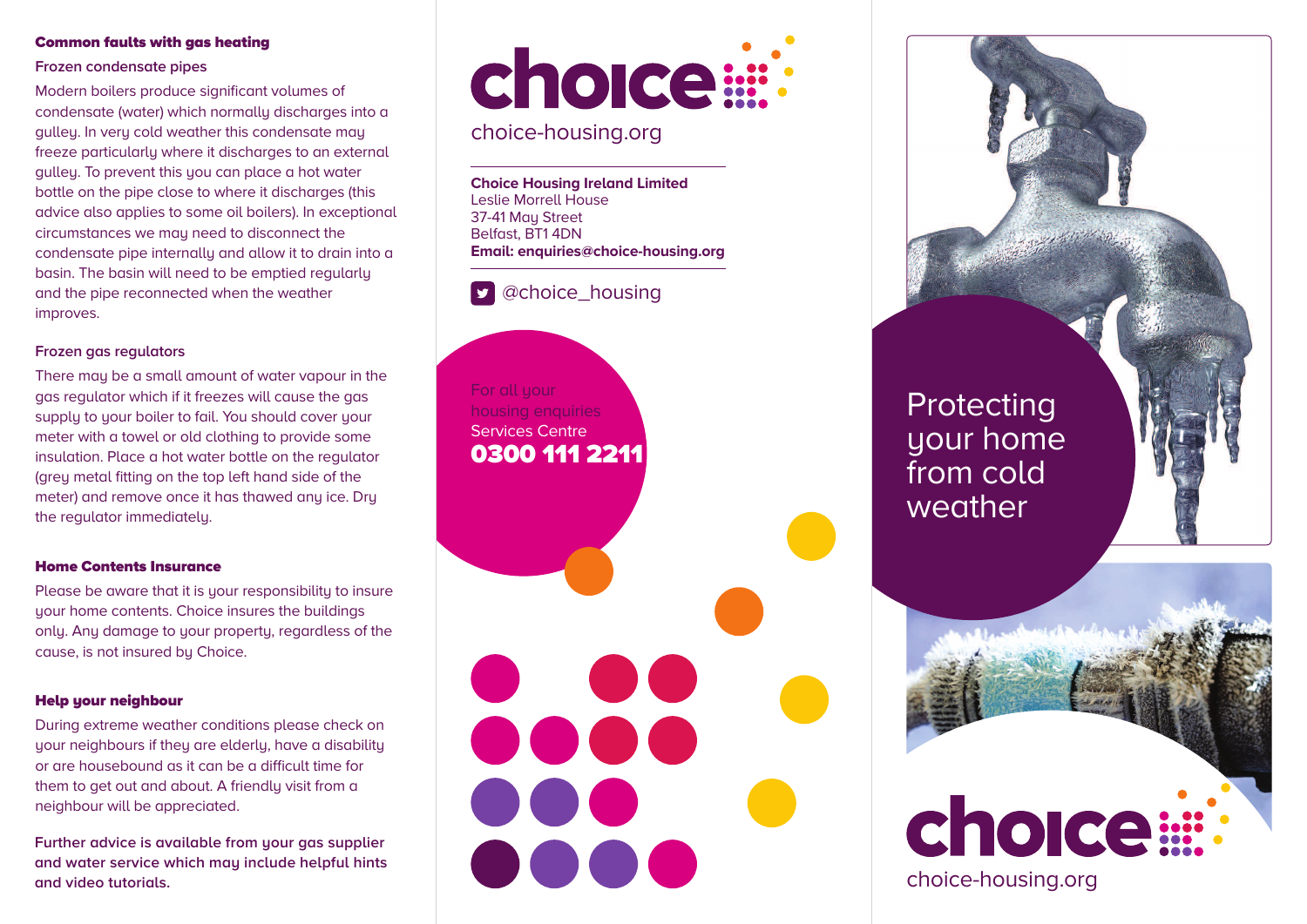## Common faults with gas heating

### Frozen condensate pipes

Modern boilers produce significant volumes of condensate (water) which normally discharges into a gulley. In very cold weather this condensate may freeze particularly where it discharges to an external gulley. To prevent this you can place a hot water bottle on the pipe close to where it discharges (this advice also applies to some oil boilers). In exceptional circumstances we may need to disconnect the condensate pipe internally and allow it to drain into a basin. The basin will need to be emptied regularly and the pipe reconnected when the weather improves.

### Frozen gas regulators

There may be a small amount of water vapour in the gas regulator which if it freezes will cause the gas supply to your boiler to fail. You should cover your meter with a towel or old clothing to provide some insulation. Place a hot water bottle on the regulator (grey metal fitting on the top left hand side of the meter) and remove once it has thawed any ice. Dry the regulator immediately.

## Home Contents Insurance

Please be aware that it is your responsibility to insure your home contents. Choice insures the buildings only. Any damage to your property, regardless of the cause, is not insured by Choice.

## Help your neighbour

During extreme weather conditions please check on your neighbours if they are elderly, have a disability or are housebound as it can be a difficult time for them to get out and about. A friendly visit from a neighbour will be appreciated.

**Further advice is available from your gas supplier and water service which may include helpful hints and video tutorials.**

choice

choice-housing.org

**Choice Housing Ireland Limited**
Leslie Morrell House
37-41 May Street
Belfast, BT1 4DN
**Email: enquiries@choice-housing.org**

@choice_housing

For all your housing enquiries
Services Centre
**0300 111 2211**

# Protecting your home from cold weather

choice

choice-housing.org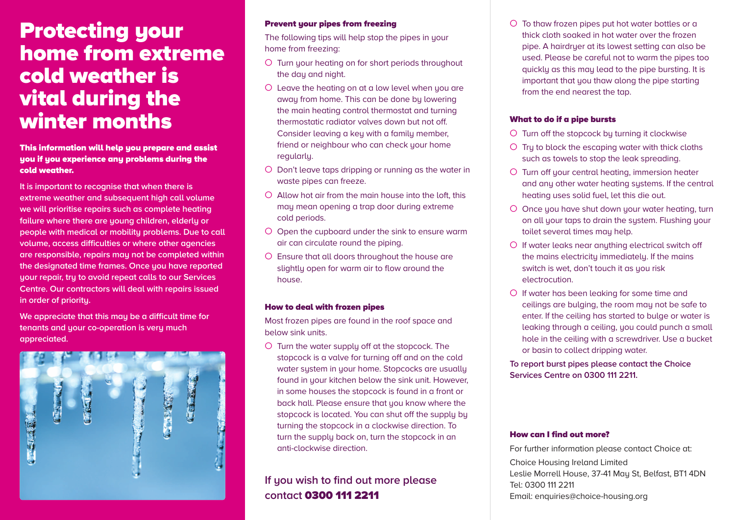# Protecting your home from extreme cold weather is vital during the winter months

**This information will help you prepare and assist you if you experience any problems during the cold weather.**

It is important to recognise that when there is extreme weather and subsequent high call volume we will prioritise repairs such as complete heating failure where there are young children, elderly or people with medical or mobility problems. Due to call volume, access difficulties or where other agencies are responsible, repairs may not be completed within the designated time frames. Once you have reported your repair, try to avoid repeat calls to our Services Centre. Our contractors will deal with repairs issued in order of priority.

We appreciate that this may be a difficult time for tenants and your co-operation is very much appreciated.

### Prevent your pipes from freezing

The following tips will help stop the pipes in your home from freezing:

- Turn your heating on for short periods throughout the day and night.
- Leave the heating on at a low level when you are away from home. This can be done by lowering the main heating control thermostat and turning thermostatic radiator valves down but not off. Consider leaving a key with a family member, friend or neighbour who can check your home regularly.
- Don't leave taps dripping or running as the water in waste pipes can freeze.
- Allow hot air from the main house into the loft, this may mean opening a trap door during extreme cold periods.
- Open the cupboard under the sink to ensure warm air can circulate round the piping.
- Ensure that all doors throughout the house are slightly open for warm air to flow around the house.

### How to deal with frozen pipes

Most frozen pipes are found in the roof space and below sink units.

- Turn the water supply off at the stopcock. The stopcock is a valve for turning off and on the cold water system in your home. Stopcocks are usually found in your kitchen below the sink unit. However, in some houses the stopcock is found in a front or back hall. Please ensure that you know where the stopcock is located. You can shut off the supply by turning the stopcock in a clockwise direction. To turn the supply back on, turn the stopcock in an anti-clockwise direction.
- To thaw frozen pipes put hot water bottles or a thick cloth soaked in hot water over the frozen pipe. A hairdryer at its lowest setting can also be used. Please be careful not to warm the pipes too quickly as this may lead to the pipe bursting. It is important that you thaw along the pipe starting from the end nearest the tap.

If you wish to find out more please contact **0300 111 2211**

### What to do if a pipe bursts

- Turn off the stopcock by turning it clockwise
- Try to block the escaping water with thick cloths such as towels to stop the leak spreading.
- Turn off your central heating, immersion heater and any other water heating systems. If the central heating uses solid fuel, let this die out.
- Once you have shut down your water heating, turn on all your taps to drain the system. Flushing your toilet several times may help.
- If water leaks near anything electrical switch off the mains electricity immediately. If the mains switch is wet, don't touch it as you risk electrocution.
- If water has been leaking for some time and ceilings are bulging, the room may not be safe to enter. If the ceiling has started to bulge or water is leaking through a ceiling, you could punch a small hole in the ceiling with a screwdriver. Use a bucket or basin to collect dripping water.

To report burst pipes please contact the Choice Services Centre on 0300 111 2211.

### How can I find out more?

For further information please contact Choice at:

Choice Housing Ireland Limited
Leslie Morrell House, 37-41 May St, Belfast, BT1 4DN
Tel: 0300 111 2211
Email: enquiries@choice-housing.org